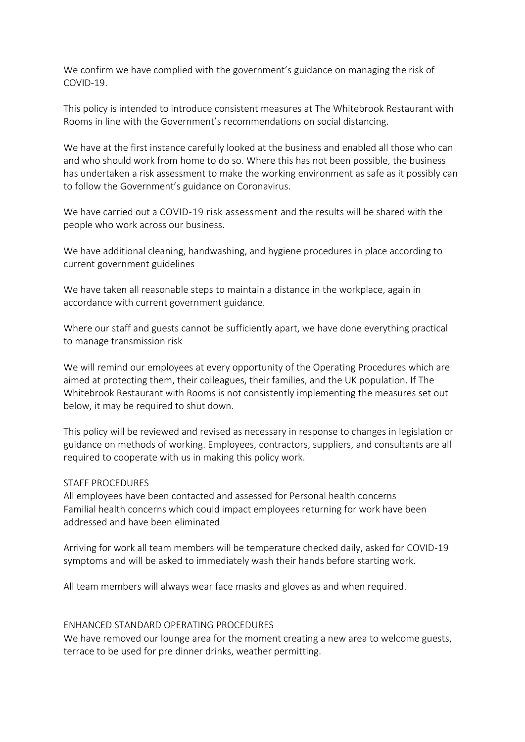We confirm we have complied with the government's guidance on managing the risk of COVID-19.

This policy is intended to introduce consistent measures at The Whitebrook Restaurant with Rooms in line with the Government's recommendations on social distancing.

We have at the first instance carefully looked at the business and enabled all those who can and who should work from home to do so. Where this has not been possible, the business has undertaken a risk assessment to make the working environment as safe as it possibly can to follow the Government's guidance on Coronavirus.

We have carried out a COVID-19 risk assessment and the results will be shared with the people who work across our business.

We have additional cleaning, handwashing, and hygiene procedures in place according to current government guidelines

We have taken all reasonable steps to maintain a distance in the workplace, again in accordance with current government guidance.

Where our staff and guests cannot be sufficiently apart, we have done everything practical to manage transmission risk

We will remind our employees at every opportunity of the Operating Procedures which are aimed at protecting them, their colleagues, their families, and the UK population. If The Whitebrook Restaurant with Rooms is not consistently implementing the measures set out below, it may be required to shut down.

This policy will be reviewed and revised as necessary in response to changes in legislation or guidance on methods of working. Employees, contractors, suppliers, and consultants are all required to cooperate with us in making this policy work.

STAFF PROCEDURES

All employees have been contacted and assessed for Personal health concerns
Familial health concerns which could impact employees returning for work have been addressed and have been eliminated

Arriving for work all team members will be temperature checked daily, asked for COVID-19 symptoms and will be asked to immediately wash their hands before starting work.

All team members will always wear face masks and gloves as and when required.

ENHANCED STANDARD OPERATING PROCEDURES

We have removed our lounge area for the moment creating a new area to welcome guests, terrace to be used for pre dinner drinks, weather permitting.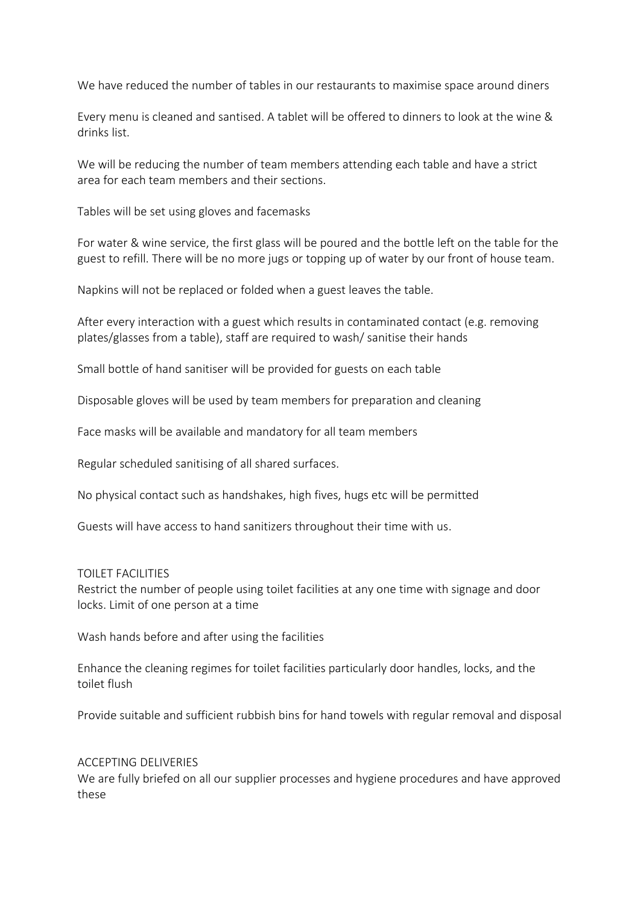We have reduced the number of tables in our restaurants to maximise space around diners

Every menu is cleaned and santised. A tablet will be offered to dinners to look at the wine & drinks list.

We will be reducing the number of team members attending each table and have a strict area for each team members and their sections.

Tables will be set using gloves and facemasks

For water & wine service, the first glass will be poured and the bottle left on the table for the guest to refill. There will be no more jugs or topping up of water by our front of house team.

Napkins will not be replaced or folded when a guest leaves the table.

After every interaction with a guest which results in contaminated contact (e.g. removing plates/glasses from a table), staff are required to wash/ sanitise their hands

Small bottle of hand sanitiser will be provided for guests on each table

Disposable gloves will be used by team members for preparation and cleaning

Face masks will be available and mandatory for all team members

Regular scheduled sanitising of all shared surfaces.

No physical contact such as handshakes, high fives, hugs etc will be permitted

Guests will have access to hand sanitizers throughout their time with us.

TOILET FACILITIES

Restrict the number of people using toilet facilities at any one time with signage and door locks. Limit of one person at a time

Wash hands before and after using the facilities

Enhance the cleaning regimes for toilet facilities particularly door handles, locks, and the toilet flush

Provide suitable and sufficient rubbish bins for hand towels with regular removal and disposal

ACCEPTING DELIVERIES

We are fully briefed on all our supplier processes and hygiene procedures and have approved these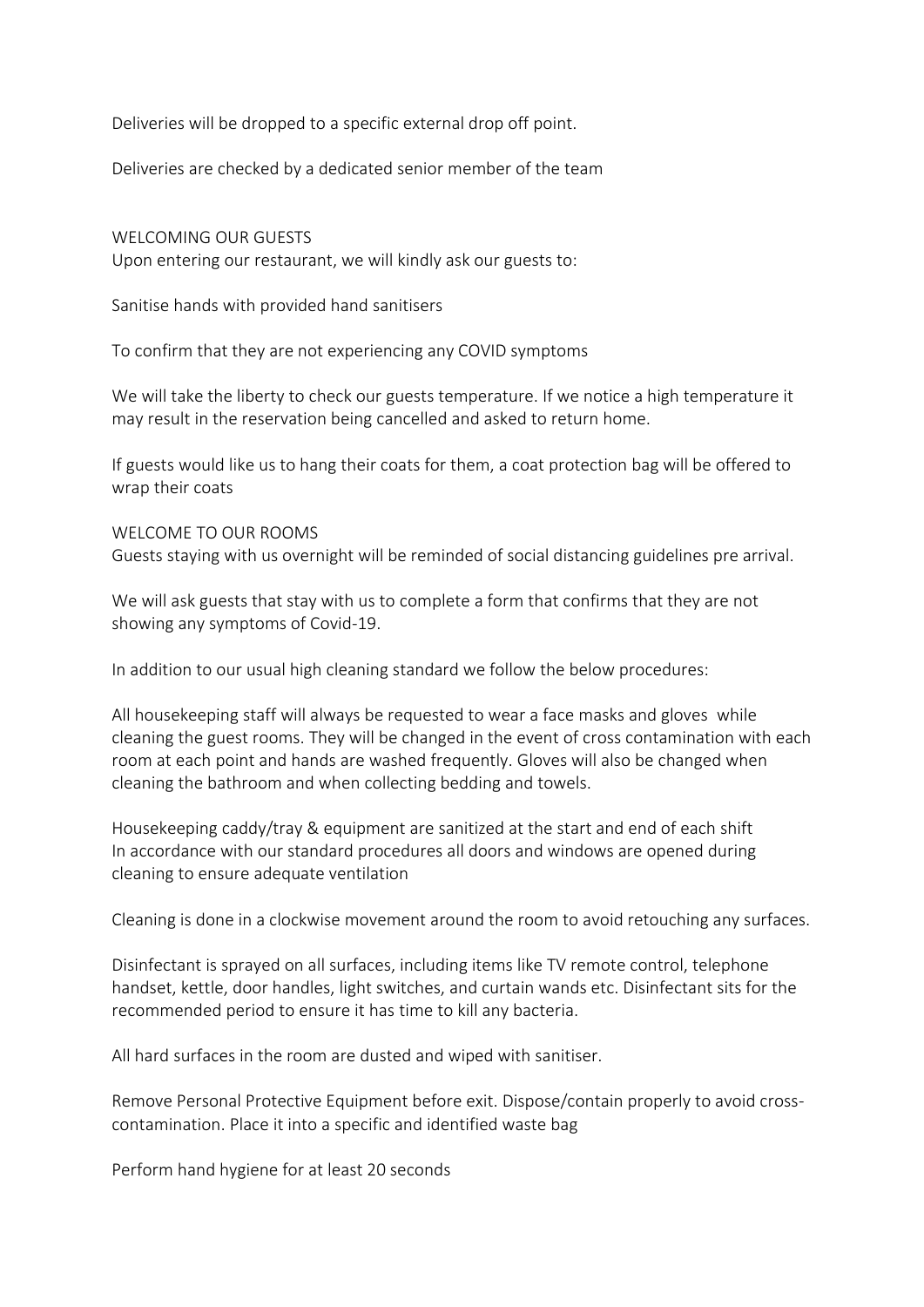Deliveries will be dropped to a specific external drop off point.

Deliveries are checked by a dedicated senior member of the team

## WELCOMING OUR GUESTS

Upon entering our restaurant, we will kindly ask our guests to:

Sanitise hands with provided hand sanitisers

To confirm that they are not experiencing any COVID symptoms

We will take the liberty to check our guests temperature. If we notice a high temperature it may result in the reservation being cancelled and asked to return home.

If guests would like us to hang their coats for them, a coat protection bag will be offered to wrap their coats

## WELCOME TO OUR ROOMS

Guests staying with us overnight will be reminded of social distancing guidelines pre arrival.

We will ask guests that stay with us to complete a form that confirms that they are not showing any symptoms of Covid-19.

In addition to our usual high cleaning standard we follow the below procedures:

All housekeeping staff will always be requested to wear a face masks and gloves while cleaning the guest rooms. They will be changed in the event of cross contamination with each room at each point and hands are washed frequently. Gloves will also be changed when cleaning the bathroom and when collecting bedding and towels.

Housekeeping caddy/tray & equipment are sanitized at the start and end of each shift
In accordance with our standard procedures all doors and windows are opened during cleaning to ensure adequate ventilation

Cleaning is done in a clockwise movement around the room to avoid retouching any surfaces.

Disinfectant is sprayed on all surfaces, including items like TV remote control, telephone handset, kettle, door handles, light switches, and curtain wands etc. Disinfectant sits for the recommended period to ensure it has time to kill any bacteria.

All hard surfaces in the room are dusted and wiped with sanitiser.

Remove Personal Protective Equipment before exit. Dispose/contain properly to avoid cross-contamination. Place it into a specific and identified waste bag

Perform hand hygiene for at least 20 seconds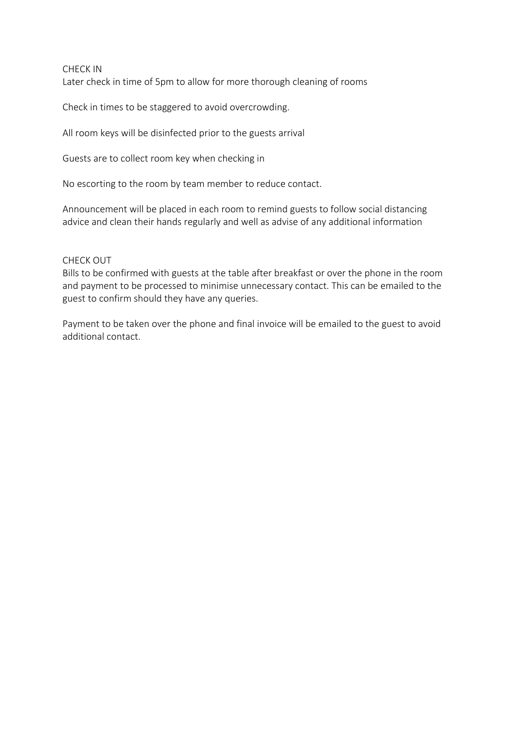## CHECK IN

Later check in time of 5pm to allow for more thorough cleaning of rooms

Check in times to be staggered to avoid overcrowding.

All room keys will be disinfected prior to the guests arrival

Guests are to collect room key when checking in

No escorting to the room by team member to reduce contact.

Announcement will be placed in each room to remind guests to follow social distancing advice and clean their hands regularly and well as advise of any additional information

## CHECK OUT

Bills to be confirmed with guests at the table after breakfast or over the phone in the room and payment to be processed to minimise unnecessary contact. This can be emailed to the guest to confirm should they have any queries.

Payment to be taken over the phone and final invoice will be emailed to the guest to avoid additional contact.